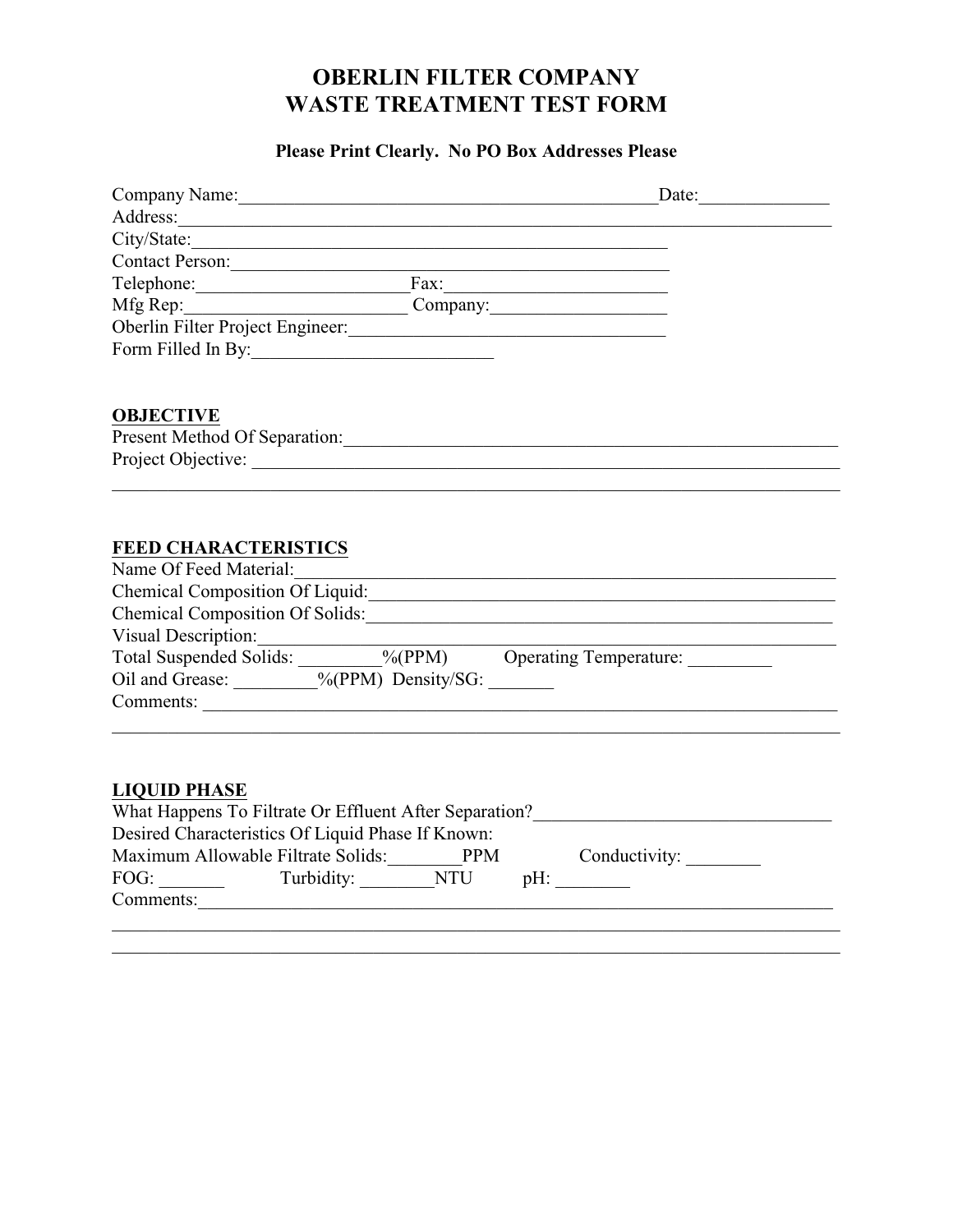# OBERLIN FILTER COMPANY
# WASTE TREATMENT TEST FORM

**Please Print Clearly. No PO Box Addresses Please**

Company Name:_______________________________________________Date:______________
Address:_____________________________________________________________________________
City/State:_____________________________________________________
Contact Person:________________________________________________
Telephone:______________________Fax:________________________
Mfg Rep:_______________________ Company:__________________
Oberlin Filter Project Engineer:__________________________________
Form Filled In By:_________________________

## OBJECTIVE

Present Method Of Separation:_______________________________________________________
Project Objective: _____________________________________________________________
_______________________________________________________________________________

## FEED CHARACTERISTICS

Name Of Feed Material:_____________________________________________________________
Chemical Composition Of Liquid:_____________________________________________________
Chemical Composition Of Solids:_____________________________________________________
Visual Description:_________________________________________________________________
Total Suspended Solids: _________%(PPM) Operating Temperature: _________
Oil and Grease: _________%(PPM) Density/SG: _______
Comments: _____________________________________________________________________
_______________________________________________________________________________

## LIQUID PHASE

What Happens To Filtrate Or Effluent After Separation?_______________________________
Desired Characteristics Of Liquid Phase If Known:
Maximum Allowable Filtrate Solids:________PPM Conductivity: ________
FOG: _______ Turbidity: ________NTU pH: ________
Comments:______________________________________________________________________
_______________________________________________________________________________
_______________________________________________________________________________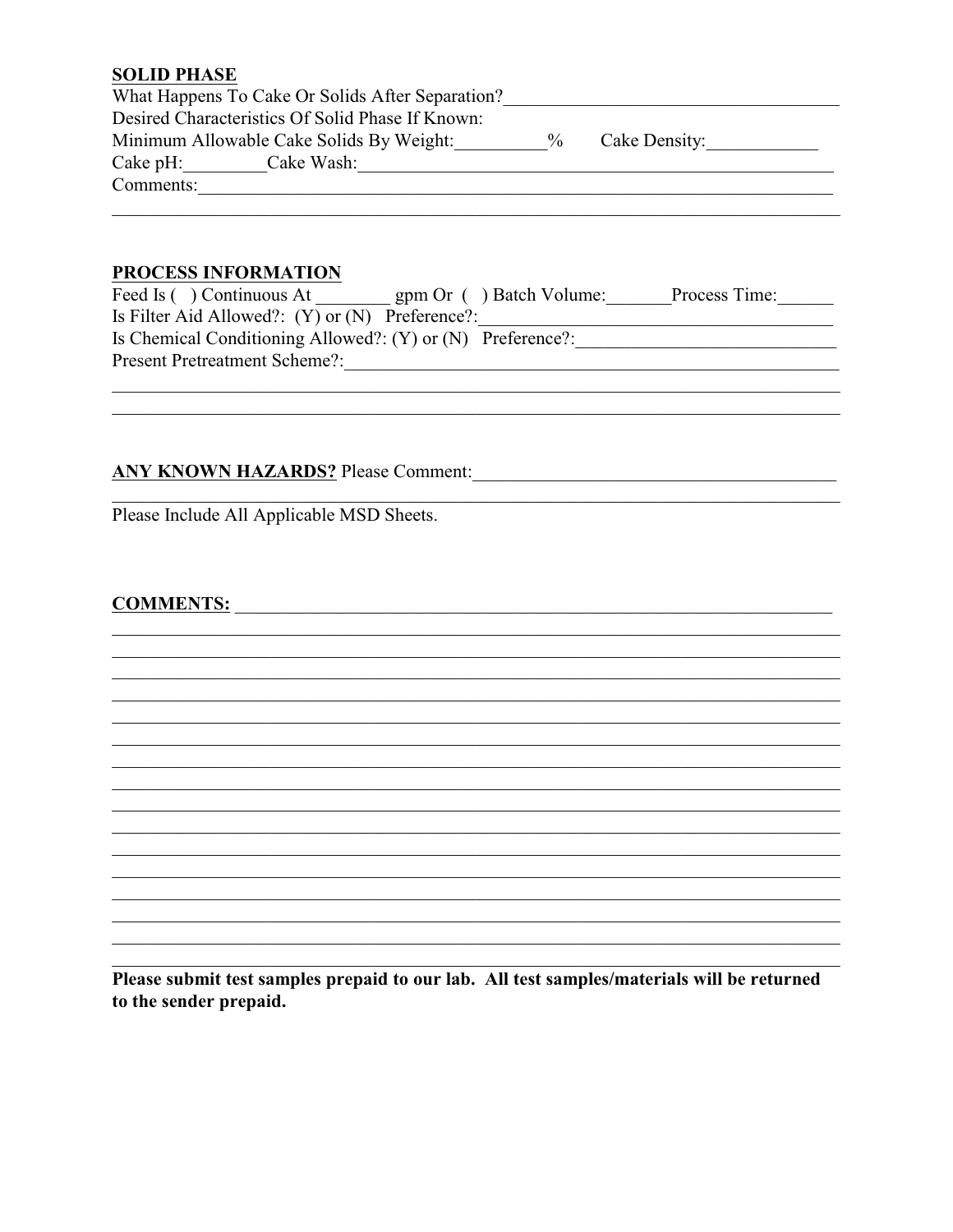**SOLID PHASE**

What Happens To Cake Or Solids After Separation?____________________________________

Desired Characteristics Of Solid Phase If Known:

Minimum Allowable Cake Solids By Weight:__________% Cake Density:____________

Cake pH:_________Cake Wash:____________________________________________________

Comments:_______________________________________________________________________

_______________________________________________________________________________

**PROCESS INFORMATION**

Feed Is ( ) Continuous At ________ gpm Or ( ) Batch Volume:_______Process Time:______

Is Filter Aid Allowed?: (Y) or (N) Preference?:______________________________________

Is Chemical Conditioning Allowed?: (Y) or (N) Preference?:____________________________

Present Pretreatment Scheme?:____________________________________________________

_______________________________________________________________________________

_______________________________________________________________________________

**ANY KNOWN HAZARDS?** Please Comment:________________________________________

_______________________________________________________________________________

Please Include All Applicable MSD Sheets.

**COMMENTS:** _________________________________________________________________

_______________________________________________________________________________

_______________________________________________________________________________

_______________________________________________________________________________

_______________________________________________________________________________

_______________________________________________________________________________

_______________________________________________________________________________

_______________________________________________________________________________

_______________________________________________________________________________

_______________________________________________________________________________

_______________________________________________________________________________

_______________________________________________________________________________

_______________________________________________________________________________

_______________________________________________________________________________

_______________________________________________________________________________

_______________________________________________________________________________

**Please submit test samples prepaid to our lab. All test samples/materials will be returned to the sender prepaid.**